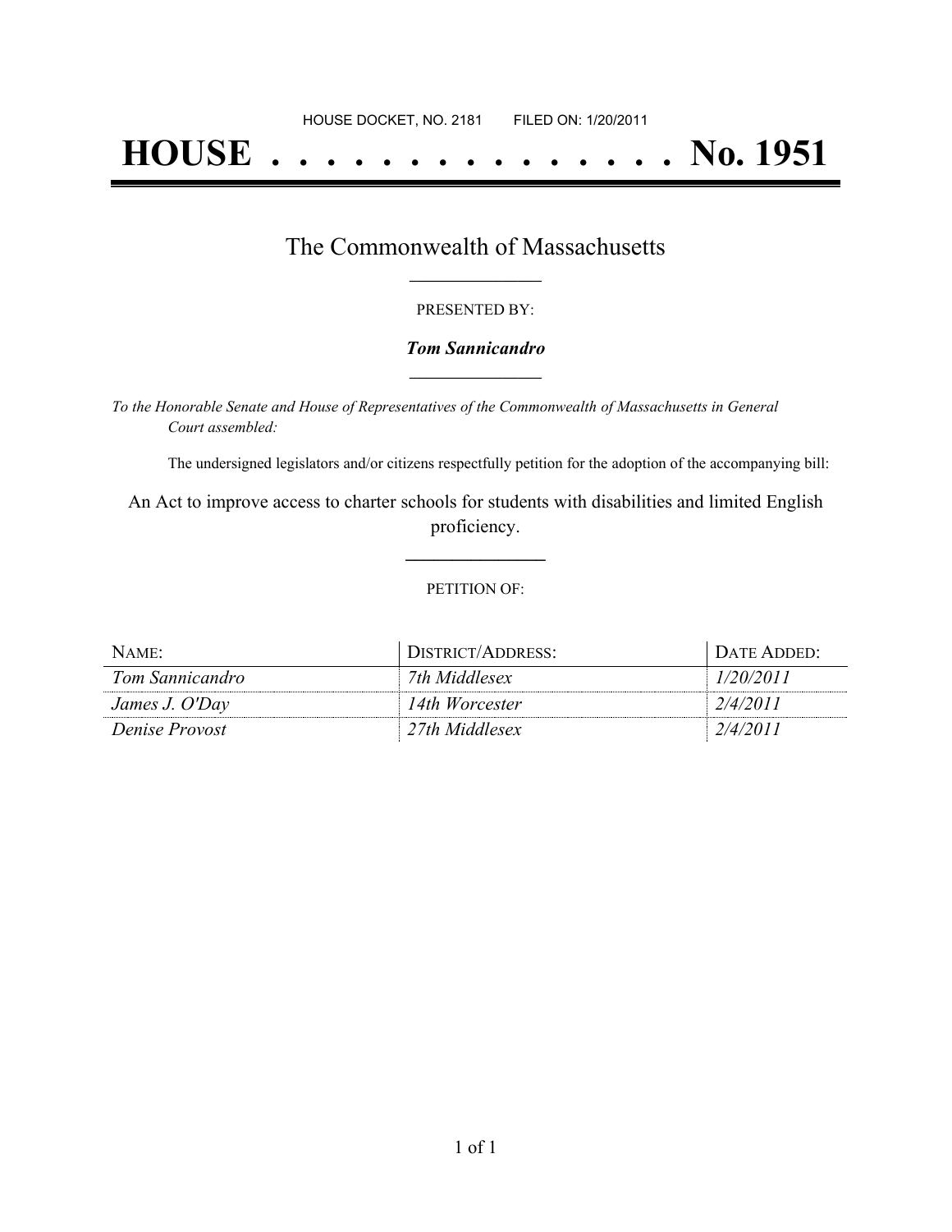HOUSE DOCKET, NO. 2181        FILED ON: 1/20/2011

# HOUSE . . . . . . . . . . . . . . . No. 1951

## The Commonwealth of Massachusetts

PRESENTED BY:

***Tom Sannicandro***

*To the Honorable Senate and House of Representatives of the Commonwealth of Massachusetts in General Court assembled:*

The undersigned legislators and/or citizens respectfully petition for the adoption of the accompanying bill:

An Act to improve access to charter schools for students with disabilities and limited English proficiency.

PETITION OF:

| NAME: | DISTRICT/ADDRESS: | DATE ADDED: |
|---|---|---|
| *Tom Sannicandro* | *7th Middlesex* | *1/20/2011* |
| *James J. O'Day* | *14th Worcester* | *2/4/2011* |
| *Denise Provost* | *27th Middlesex* | *2/4/2011* |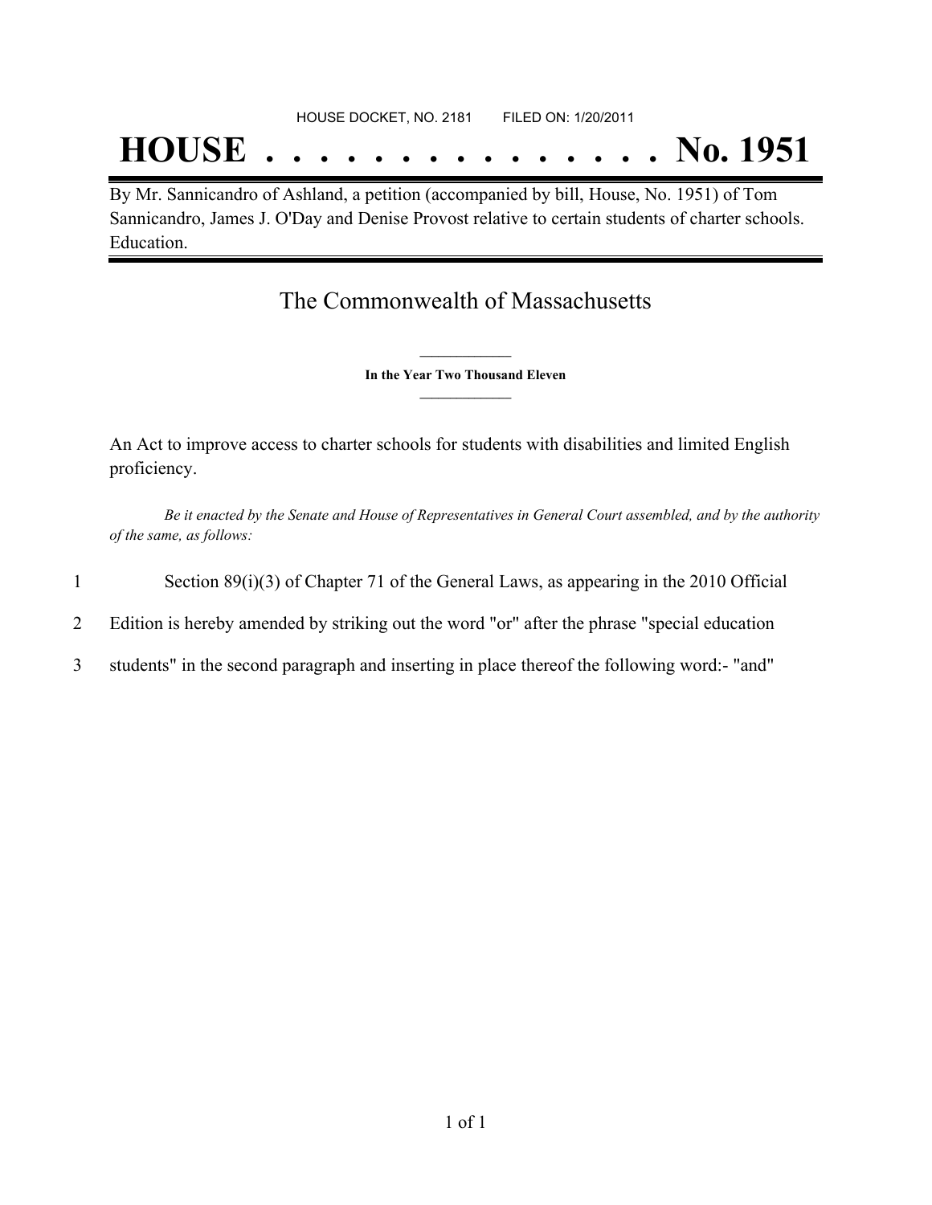HOUSE DOCKET, NO. 2181 FILED ON: 1/20/2011

# HOUSE . . . . . . . . . . . . . . . No. 1951

By Mr. Sannicandro of Ashland, a petition (accompanied by bill, House, No. 1951) of Tom Sannicandro, James J. O'Day and Denise Provost relative to certain students of charter schools. Education.

## The Commonwealth of Massachusetts

**In the Year Two Thousand Eleven**

An Act to improve access to charter schools for students with disabilities and limited English proficiency.

*Be it enacted by the Senate and House of Representatives in General Court assembled, and by the authority of the same, as follows:*

1 Section 89(i)(3) of Chapter 71 of the General Laws, as appearing in the 2010 Official
2 Edition is hereby amended by striking out the word "or" after the phrase "special education
3 students" in the second paragraph and inserting in place thereof the following word:- "and"